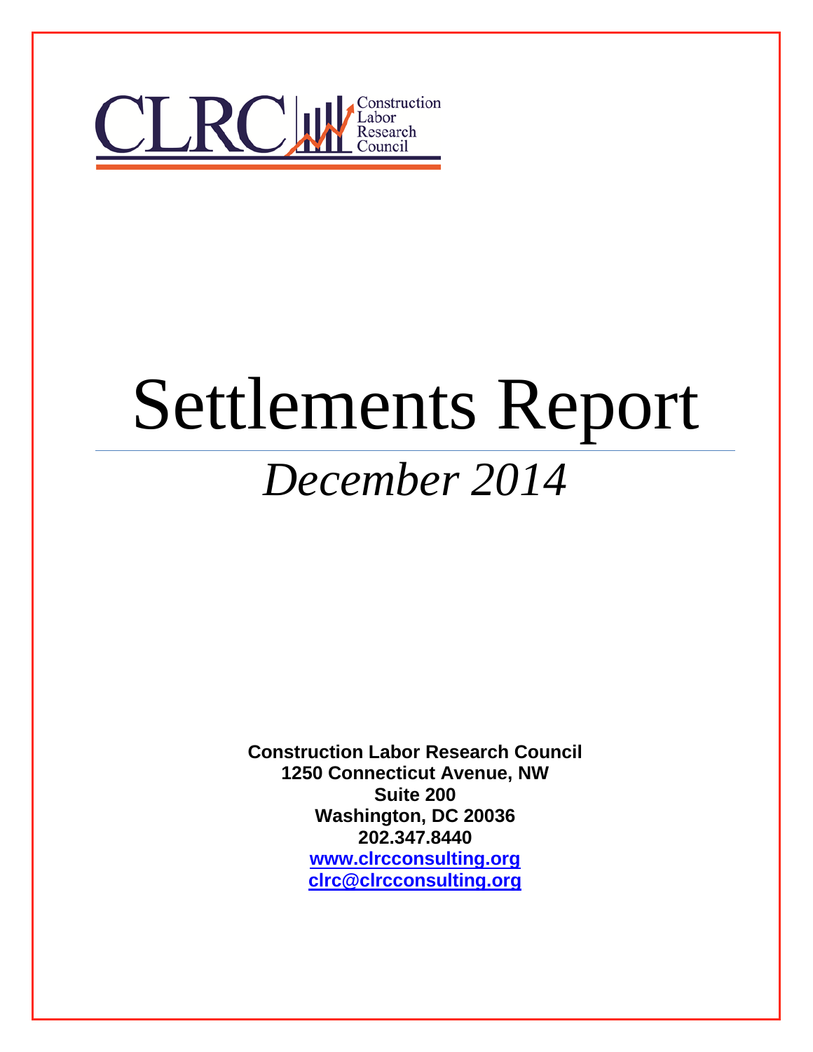CLRC Construction Labor Research Council

# Settlements Report

## *December 2014*

**Construction Labor Research Council**
**1250 Connecticut Avenue, NW**
**Suite 200**
**Washington, DC 20036**
**202.347.8440**
**[www.clrcconsulting.org](http://www.clrcconsulting.org)**
**[clrc@clrcconsulting.org](mailto:clrc@clrcconsulting.org)**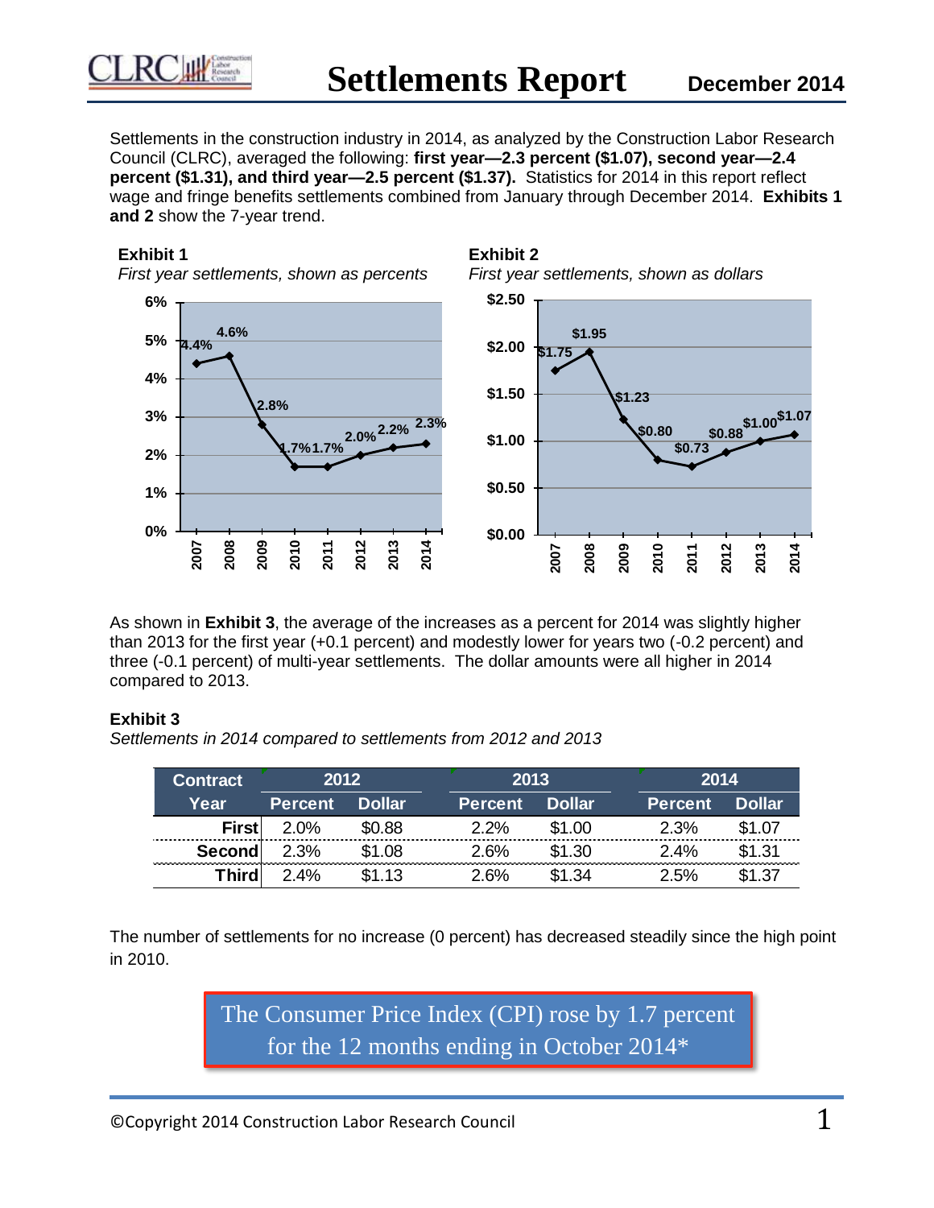# Settlements Report

**December 2014**

Settlements in the construction industry in 2014, as analyzed by the Construction Labor Research Council (CLRC), averaged the following: **first year—2.3 percent ($1.07), second year—2.4 percent ($1.31), and third year—2.5 percent ($1.37).** Statistics for 2014 in this report reflect wage and fringe benefits settlements combined from January through December 2014. **Exhibits 1 and 2** show the 7-year trend.

**Exhibit 1**

*First year settlements, shown as percents*

| Year | 2007 | 2008 | 2009 | 2010 | 2011 | 2012 | 2013 | 2014 |
|---|---|---|---|---|---|---|---|---|
| Percent | 4.4% | 4.6% | 2.8% | 1.7% | 1.7% | 2.0% | 2.2% | 2.3% |

**Exhibit 2**

*First year settlements, shown as dollars*

| Year | 2007 | 2008 | 2009 | 2010 | 2011 | 2012 | 2013 | 2014 |
|---|---|---|---|---|---|---|---|---|
| Dollars | $1.75 | $1.95 | $1.23 | $0.80 | $0.73 | $0.88 | $1.00 | $1.07 |

As shown in **Exhibit 3**, the average of the increases as a percent for 2014 was slightly higher than 2013 for the first year (+0.1 percent) and modestly lower for years two (-0.2 percent) and three (-0.1 percent) of multi-year settlements. The dollar amounts were all higher in 2014 compared to 2013.

**Exhibit 3**

*Settlements in 2014 compared to settlements from 2012 and 2013*

| Contract | 2012 | | 2013 | | 2014 | |
|---|---|---|---|---|---|---|
| Year | Percent | Dollar | Percent | Dollar | Percent | Dollar |
| First | 2.0% | $0.88 | 2.2% | $1.00 | 2.3% | $1.07 |
| Second | 2.3% | $1.08 | 2.6% | $1.30 | 2.4% | $1.31 |
| Third | 2.4% | $1.13 | 2.6% | $1.34 | 2.5% | $1.37 |

The number of settlements for no increase (0 percent) has decreased steadily since the high point in 2010.

The Consumer Price Index (CPI) rose by 1.7 percent for the 12 months ending in October 2014*

©Copyright 2014 Construction Labor Research Council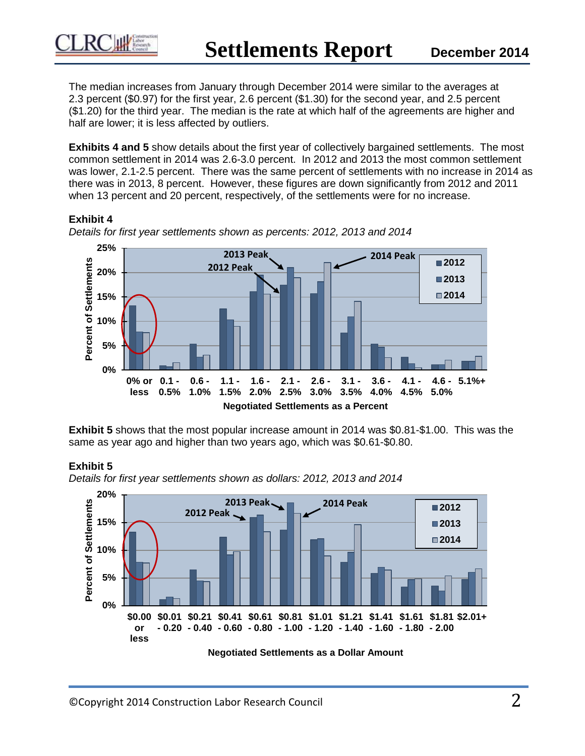The median increases from January through December 2014 were similar to the averages at 2.3 percent ($0.97) for the first year, 2.6 percent ($1.30) for the second year, and 2.5 percent ($1.20) for the third year. The median is the rate at which half of the agreements are higher and half are lower; it is less affected by outliers.

**Exhibits 4 and 5** show details about the first year of collectively bargained settlements. The most common settlement in 2014 was 2.6-3.0 percent. In 2012 and 2013 the most common settlement was lower, 2.1-2.5 percent. There was the same percent of settlements with no increase in 2014 as there was in 2013, 8 percent. However, these figures are down significantly from 2012 and 2011 when 13 percent and 20 percent, respectively, of the settlements were for no increase.

**Exhibit 4**

*Details for first year settlements shown as percents: 2012, 2013 and 2014*

**Exhibit 5** shows that the most popular increase amount in 2014 was $0.81-$1.00. This was the same as year ago and higher than two years ago, which was $0.61-$0.80.

**Exhibit 5**

*Details for first year settlements shown as dollars: 2012, 2013 and 2014*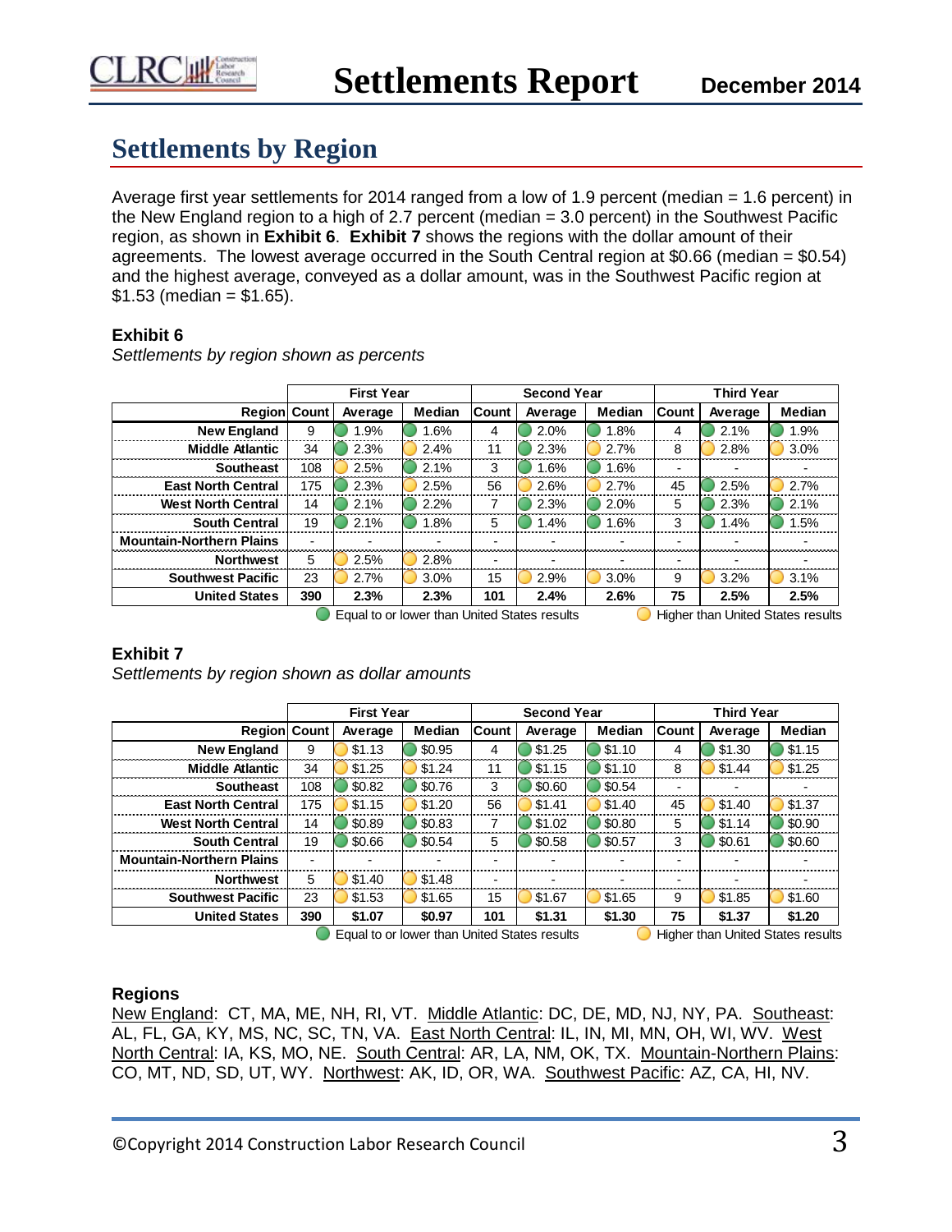## Settlements by Region

Average first year settlements for 2014 ranged from a low of 1.9 percent (median = 1.6 percent) in the New England region to a high of 2.7 percent (median = 3.0 percent) in the Southwest Pacific region, as shown in **Exhibit 6**. **Exhibit 7** shows the regions with the dollar amount of their agreements. The lowest average occurred in the South Central region at $0.66 (median = $0.54) and the highest average, conveyed as a dollar amount, was in the Southwest Pacific region at $1.53 (median = $1.65).

**Exhibit 6**

*Settlements by region shown as percents*

| | First Year | | | Second Year | | | Third Year | | |
|---|---|---|---|---|---|---|---|---|---|
| **Region** | **Count** | **Average** | **Median** | **Count** | **Average** | **Median** | **Count** | **Average** | **Median** |
| **New England** | 9 | 1.9% | 1.6% | 4 | 2.0% | 1.8% | 4 | 2.1% | 1.9% |
| **Middle Atlantic** | 34 | 2.3% | 2.4% | 11 | 2.3% | 2.7% | 8 | 2.8% | 3.0% |
| **Southeast** | 108 | 2.5% | 2.1% | 3 | 1.6% | 1.6% | - | - | - |
| **East North Central** | 175 | 2.3% | 2.5% | 56 | 2.6% | 2.7% | 45 | 2.5% | 2.7% |
| **West North Central** | 14 | 2.1% | 2.2% | 7 | 2.3% | 2.0% | 5 | 2.3% | 2.1% |
| **South Central** | 19 | 2.1% | 1.8% | 5 | 1.4% | 1.6% | 3 | 1.4% | 1.5% |
| **Mountain-Northern Plains** | - | - | - | - | - | - | - | - | - |
| **Northwest** | 5 | 2.5% | 2.8% | - | - | - | - | - | - |
| **Southwest Pacific** | 23 | 2.7% | 3.0% | 15 | 2.9% | 3.0% | 9 | 3.2% | 3.1% |
| **United States** | **390** | **2.3%** | **2.3%** | **101** | **2.4%** | **2.6%** | **75** | **2.5%** | **2.5%** |

Equal to or lower than United States results — Higher than United States results

**Exhibit 7**

*Settlements by region shown as dollar amounts*

| | First Year | | | Second Year | | | Third Year | | |
|---|---|---|---|---|---|---|---|---|---|
| **Region** | **Count** | **Average** | **Median** | **Count** | **Average** | **Median** | **Count** | **Average** | **Median** |
| **New England** | 9 | $1.13 | $0.95 | 4 | $1.25 | $1.10 | 4 | $1.30 | $1.15 |
| **Middle Atlantic** | 34 | $1.25 | $1.24 | 11 | $1.15 | $1.10 | 8 | $1.44 | $1.25 |
| **Southeast** | 108 | $0.82 | $0.76 | 3 | $0.60 | $0.54 | - | - | - |
| **East North Central** | 175 | $1.15 | $1.20 | 56 | $1.41 | $1.40 | 45 | $1.40 | $1.37 |
| **West North Central** | 14 | $0.89 | $0.83 | 7 | $1.02 | $0.80 | 5 | $1.14 | $0.90 |
| **South Central** | 19 | $0.66 | $0.54 | 5 | $0.58 | $0.57 | 3 | $0.61 | $0.60 |
| **Mountain-Northern Plains** | - | - | - | - | - | - | - | - | - |
| **Northwest** | 5 | $1.40 | $1.48 | - | - | - | - | - | - |
| **Southwest Pacific** | 23 | $1.53 | $1.65 | 15 | $1.67 | $1.65 | 9 | $1.85 | $1.60 |
| **United States** | **390** | **$1.07** | **$0.97** | **101** | **$1.31** | **$1.30** | **75** | **$1.37** | **$1.20** |

Equal to or lower than United States results — Higher than United States results

**Regions**

New England: CT, MA, ME, NH, RI, VT. Middle Atlantic: DC, DE, MD, NJ, NY, PA. Southeast: AL, FL, GA, KY, MS, NC, SC, TN, VA. East North Central: IL, IN, MI, MN, OH, WI, WV. West North Central: IA, KS, MO, NE. South Central: AR, LA, NM, OK, TX. Mountain-Northern Plains: CO, MT, ND, SD, UT, WY. Northwest: AK, ID, OR, WA. Southwest Pacific: AZ, CA, HI, NV.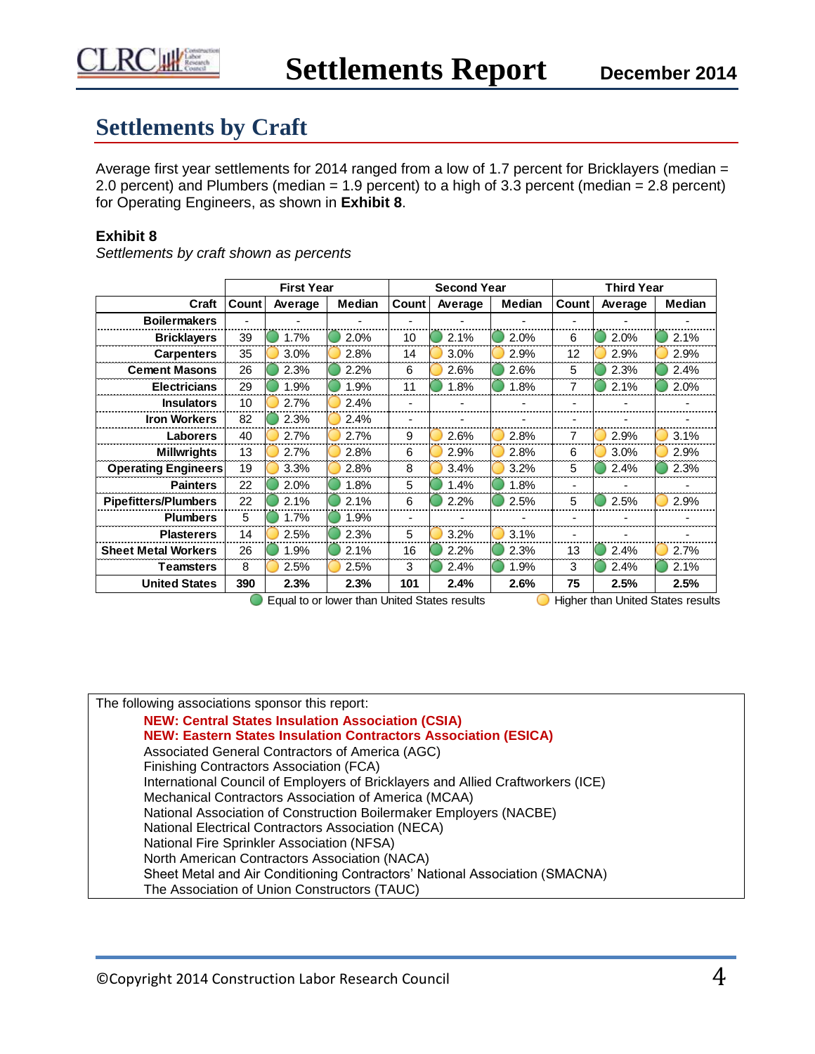## Settlements by Craft

Average first year settlements for 2014 ranged from a low of 1.7 percent for Bricklayers (median = 2.0 percent) and Plumbers (median = 1.9 percent) to a high of 3.3 percent (median = 2.8 percent) for Operating Engineers, as shown in **Exhibit 8**.

**Exhibit 8**

*Settlements by craft shown as percents*

| | First Year | | | Second Year | | | Third Year | | |
|---|---|---|---|---|---|---|---|---|---|
| **Craft** | **Count** | **Average** | **Median** | **Count** | **Average** | **Median** | **Count** | **Average** | **Median** |
| **Boilermakers** | - | - | - | - | - | - | - | - | - |
| **Bricklayers** | 39 | 1.7% | 2.0% | 10 | 2.1% | 2.0% | 6 | 2.0% | 2.1% |
| **Carpenters** | 35 | 3.0% | 2.8% | 14 | 3.0% | 2.9% | 12 | 2.9% | 2.9% |
| **Cement Masons** | 26 | 2.3% | 2.2% | 6 | 2.6% | 2.6% | 5 | 2.3% | 2.4% |
| **Electricians** | 29 | 1.9% | 1.9% | 11 | 1.8% | 1.8% | 7 | 2.1% | 2.0% |
| **Insulators** | 10 | 2.7% | 2.4% | - | - | - | - | - | - |
| **Iron Workers** | 82 | 2.3% | 2.4% | - | - | - | - | - | - |
| **Laborers** | 40 | 2.7% | 2.7% | 9 | 2.6% | 2.8% | 7 | 2.9% | 3.1% |
| **Millwrights** | 13 | 2.7% | 2.8% | 6 | 2.9% | 2.8% | 6 | 3.0% | 2.9% |
| **Operating Engineers** | 19 | 3.3% | 2.8% | 8 | 3.4% | 3.2% | 5 | 2.4% | 2.3% |
| **Painters** | 22 | 2.0% | 1.8% | 5 | 1.4% | 1.8% | - | - | - |
| **Pipefitters/Plumbers** | 22 | 2.1% | 2.1% | 6 | 2.2% | 2.5% | 5 | 2.5% | 2.9% |
| **Plumbers** | 5 | 1.7% | 1.9% | - | - | - | - | - | - |
| **Plasterers** | 14 | 2.5% | 2.3% | 5 | 3.2% | 3.1% | - | - | - |
| **Sheet Metal Workers** | 26 | 1.9% | 2.1% | 16 | 2.2% | 2.3% | 13 | 2.4% | 2.7% |
| **Teamsters** | 8 | 2.5% | 2.5% | 3 | 2.4% | 1.9% | 3 | 2.4% | 2.1% |
| **United States** | **390** | **2.3%** | **2.3%** | **101** | **2.4%** | **2.6%** | **75** | **2.5%** | **2.5%** |

Equal to or lower than United States results &nbsp;&nbsp;&nbsp; Higher than United States results

The following associations sponsor this report:

- **NEW: Central States Insulation Association (CSIA)**
- **NEW: Eastern States Insulation Contractors Association (ESICA)**
- Associated General Contractors of America (AGC)
- Finishing Contractors Association (FCA)
- International Council of Employers of Bricklayers and Allied Craftworkers (ICE)
- Mechanical Contractors Association of America (MCAA)
- National Association of Construction Boilermaker Employers (NACBE)
- National Electrical Contractors Association (NECA)
- National Fire Sprinkler Association (NFSA)
- North American Contractors Association (NACA)
- Sheet Metal and Air Conditioning Contractors' National Association (SMACNA)
- The Association of Union Constructors (TAUC)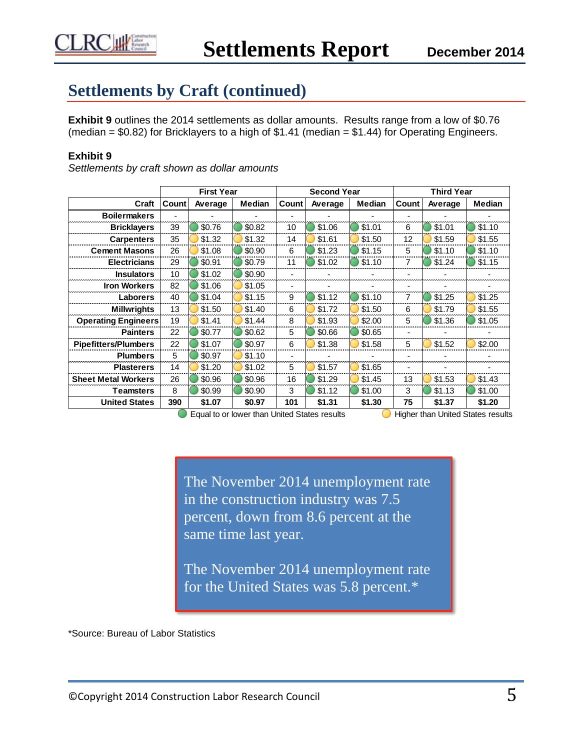## Settlements by Craft (continued)

**Exhibit 9** outlines the 2014 settlements as dollar amounts. Results range from a low of $0.76 (median = $0.82) for Bricklayers to a high of $1.41 (median = $1.44) for Operating Engineers.

**Exhibit 9**

*Settlements by craft shown as dollar amounts*

| | First Year | | | Second Year | | | Third Year | | |
|---|---|---|---|---|---|---|---|---|---|
| **Craft** | **Count** | **Average** | **Median** | **Count** | **Average** | **Median** | **Count** | **Average** | **Median** |
| **Boilermakers** | - | - | - | - | - | - | - | - | - |
| **Bricklayers** | 39 | 🟢 $0.76 | 🟢 $0.82 | 10 | 🟢 $1.06 | 🟢 $1.01 | 6 | 🟢 $1.01 | 🟢 $1.10 |
| **Carpenters** | 35 | 🟡 $1.32 | 🟡 $1.32 | 14 | 🟡 $1.61 | 🟡 $1.50 | 12 | 🟡 $1.59 | 🟡 $1.55 |
| **Cement Masons** | 26 | 🟡 $1.08 | 🟢 $0.90 | 6 | 🟢 $1.23 | 🟢 $1.15 | 5 | 🟢 $1.10 | 🟢 $1.10 |
| **Electricians** | 29 | 🟢 $0.91 | 🟢 $0.79 | 11 | 🟢 $1.02 | 🟢 $1.10 | 7 | 🟢 $1.24 | 🟢 $1.15 |
| **Insulators** | 10 | 🟢 $1.02 | 🟢 $0.90 | - | - | - | - | - | - |
| **Iron Workers** | 82 | 🟢 $1.06 | 🟡 $1.05 | - | - | - | - | - | - |
| **Laborers** | 40 | 🟢 $1.04 | 🟡 $1.15 | 9 | 🟢 $1.12 | 🟢 $1.10 | 7 | 🟢 $1.25 | 🟡 $1.25 |
| **Millwrights** | 13 | 🟡 $1.50 | 🟡 $1.40 | 6 | 🟡 $1.72 | 🟡 $1.50 | 6 | 🟡 $1.79 | 🟡 $1.55 |
| **Operating Engineers** | 19 | 🟡 $1.41 | 🟡 $1.44 | 8 | 🟡 $1.93 | 🟡 $2.00 | 5 | 🟢 $1.36 | 🟢 $1.05 |
| **Painters** | 22 | 🟢 $0.77 | 🟢 $0.62 | 5 | 🟢 $0.66 | 🟢 $0.65 | - | - | - |
| **Pipefitters/Plumbers** | 22 | 🟢 $1.07 | 🟢 $0.97 | 6 | 🟡 $1.38 | 🟡 $1.58 | 5 | 🟡 $1.52 | 🟡 $2.00 |
| **Plumbers** | 5 | 🟢 $0.97 | 🟡 $1.10 | - | - | - | - | - | - |
| **Plasterers** | 14 | 🟡 $1.20 | 🟡 $1.02 | 5 | 🟡 $1.57 | 🟡 $1.65 | - | - | - |
| **Sheet Metal Workers** | 26 | 🟢 $0.96 | 🟢 $0.96 | 16 | 🟢 $1.29 | 🟡 $1.45 | 13 | 🟡 $1.53 | 🟡 $1.43 |
| **Teamsters** | 8 | 🟢 $0.99 | 🟢 $0.90 | 3 | 🟢 $1.12 | 🟢 $1.00 | 3 | 🟢 $1.13 | 🟢 $1.00 |
| **United States** | **390** | **$1.07** | **$0.97** | **101** | **$1.31** | **$1.30** | **75** | **$1.37** | **$1.20** |

🟢 Equal to or lower than United States results 🟡 Higher than United States results

> The November 2014 unemployment rate in the construction industry was 7.5 percent, down from 8.6 percent at the same time last year.
>
> The November 2014 unemployment rate for the United States was 5.8 percent.*

*Source: Bureau of Labor Statistics

©Copyright 2014 Construction Labor Research Council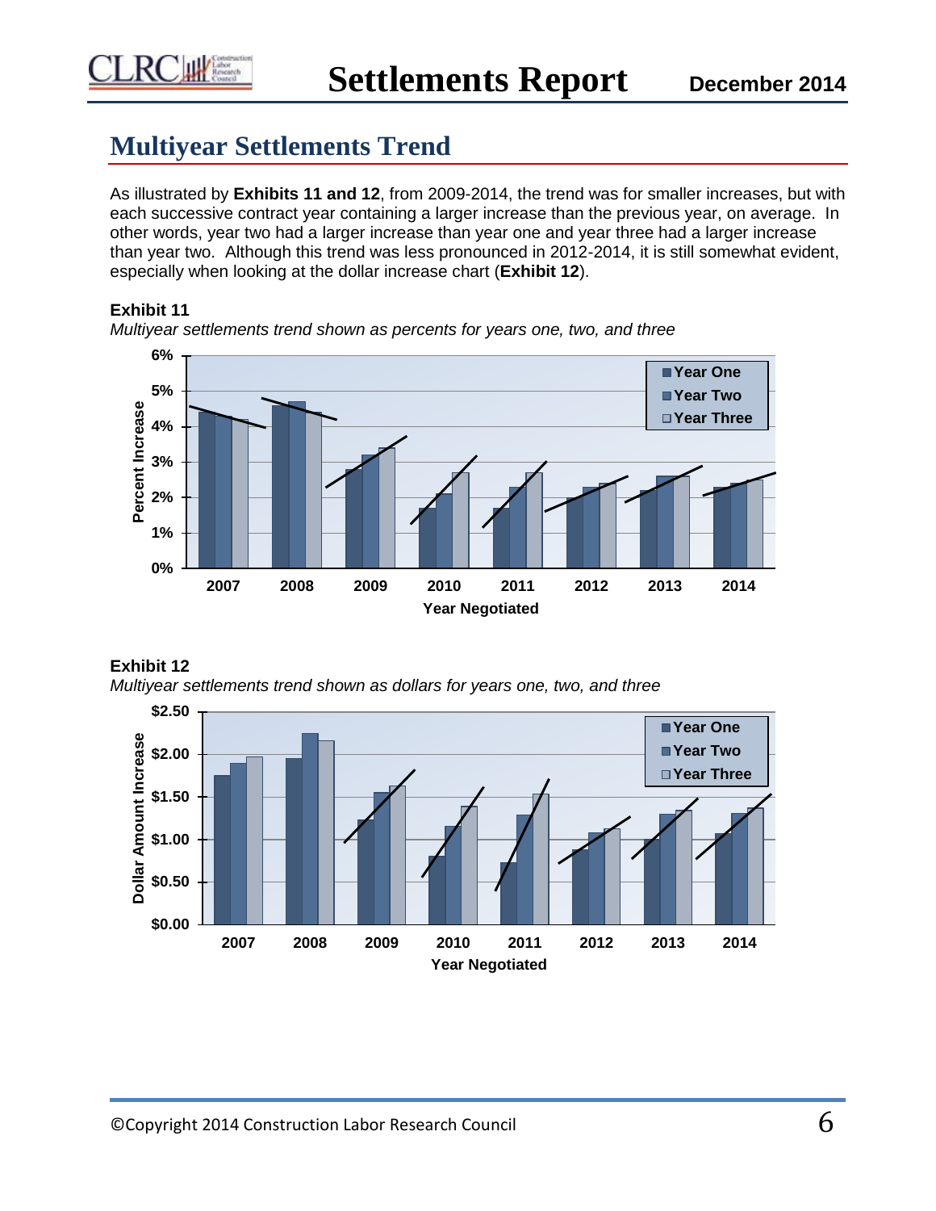## Multiyear Settlements Trend

As illustrated by **Exhibits 11 and 12**, from 2009-2014, the trend was for smaller increases, but with each successive contract year containing a larger increase than the previous year, on average. In other words, year two had a larger increase than year one and year three had a larger increase than year two. Although this trend was less pronounced in 2012-2014, it is still somewhat evident, especially when looking at the dollar increase chart (**Exhibit 12**).

**Exhibit 11**

*Multiyear settlements trend shown as percents for years one, two, and three*

**Exhibit 12**

*Multiyear settlements trend shown as dollars for years one, two, and three*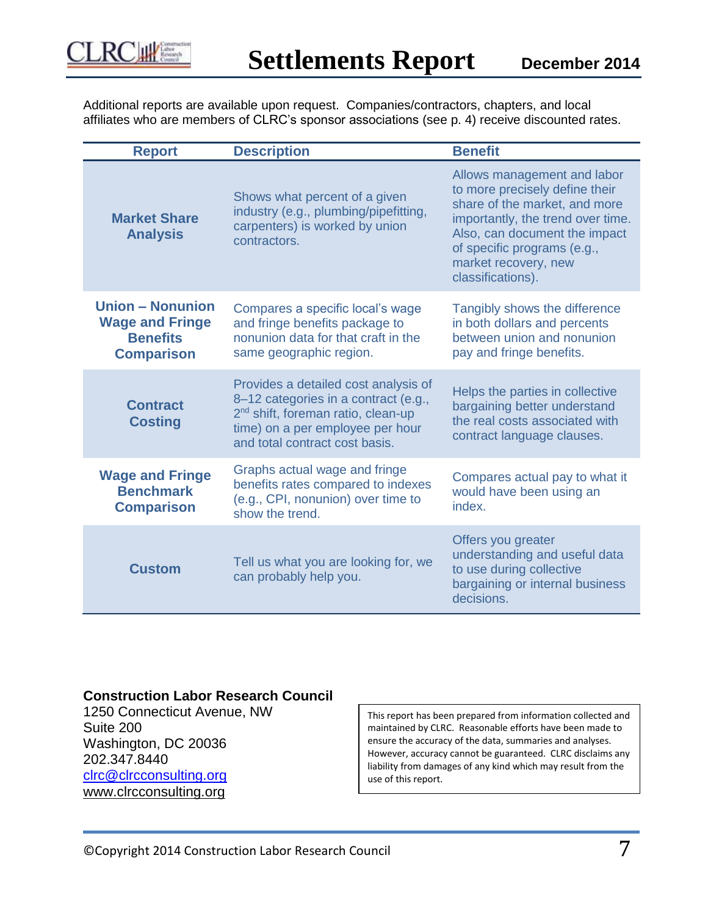Additional reports are available upon request. Companies/contractors, chapters, and local affiliates who are members of CLRC's sponsor associations (see p. 4) receive discounted rates.

| Report | Description | Benefit |
|---|---|---|
| **Market Share Analysis** | Shows what percent of a given industry (e.g., plumbing/pipefitting, carpenters) is worked by union contractors. | Allows management and labor to more precisely define their share of the market, and more importantly, the trend over time. Also, can document the impact of specific programs (e.g., market recovery, new classifications). |
| **Union – Nonunion Wage and Fringe Benefits Comparison** | Compares a specific local's wage and fringe benefits package to nonunion data for that craft in the same geographic region. | Tangibly shows the difference in both dollars and percents between union and nonunion pay and fringe benefits. |
| **Contract Costing** | Provides a detailed cost analysis of 8–12 categories in a contract (e.g., 2nd shift, foreman ratio, clean-up time) on a per employee per hour and total contract cost basis. | Helps the parties in collective bargaining better understand the real costs associated with contract language clauses. |
| **Wage and Fringe Benchmark Comparison** | Graphs actual wage and fringe benefits rates compared to indexes (e.g., CPI, nonunion) over time to show the trend. | Compares actual pay to what it would have been using an index. |
| **Custom** | Tell us what you are looking for, we can probably help you. | Offers you greater understanding and useful data to use during collective bargaining or internal business decisions. |

**Construction Labor Research Council**
1250 Connecticut Avenue, NW
Suite 200
Washington, DC 20036
202.347.8440
clrc@clrcconsulting.org
www.clrcconsulting.org

This report has been prepared from information collected and maintained by CLRC. Reasonable efforts have been made to ensure the accuracy of the data, summaries and analyses. However, accuracy cannot be guaranteed. CLRC disclaims any liability from damages of any kind which may result from the use of this report.

©Copyright 2014 Construction Labor Research Council